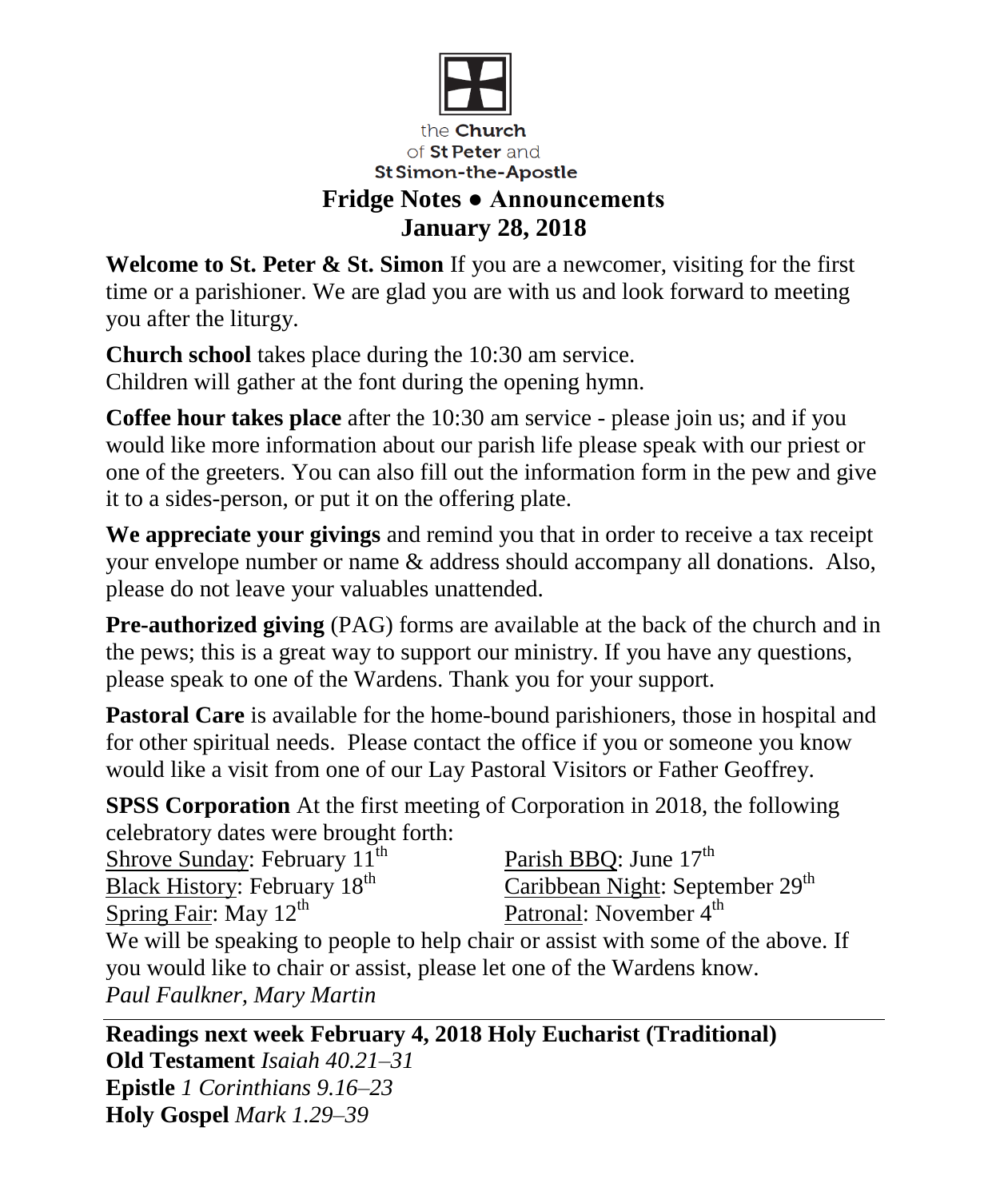the **Church** of **St Peter** and **St Simon-the-Apostle**

# Fridge Notes ● Announcements
## January 28, 2018

**Welcome to St. Peter & St. Simon** If you are a newcomer, visiting for the first time or a parishioner. We are glad you are with us and look forward to meeting you after the liturgy.

**Church school** takes place during the 10:30 am service.
Children will gather at the font during the opening hymn.

**Coffee hour takes place** after the 10:30 am service - please join us; and if you would like more information about our parish life please speak with our priest or one of the greeters. You can also fill out the information form in the pew and give it to a sides-person, or put it on the offering plate.

**We appreciate your givings** and remind you that in order to receive a tax receipt your envelope number or name & address should accompany all donations. Also, please do not leave your valuables unattended.

**Pre-authorized giving** (PAG) forms are available at the back of the church and in the pews; this is a great way to support our ministry. If you have any questions, please speak to one of the Wardens. Thank you for your support.

**Pastoral Care** is available for the home-bound parishioners, those in hospital and for other spiritual needs. Please contact the office if you or someone you know would like a visit from one of our Lay Pastoral Visitors or Father Geoffrey.

**SPSS Corporation** At the first meeting of Corporation in 2018, the following celebratory dates were brought forth:

Shrove Sunday: February 11th
Black History: February 18th
Spring Fair: May 12th
Parish BBQ: June 17th
Caribbean Night: September 29th
Patronal: November 4th

We will be speaking to people to help chair or assist with some of the above. If you would like to chair or assist, please let one of the Wardens know.
*Paul Faulkner, Mary Martin*

---

**Readings next week February 4, 2018 Holy Eucharist (Traditional)**
**Old Testament** *Isaiah 40.21–31*
**Epistle** *1 Corinthians 9.16–23*
**Holy Gospel** *Mark 1.29–39*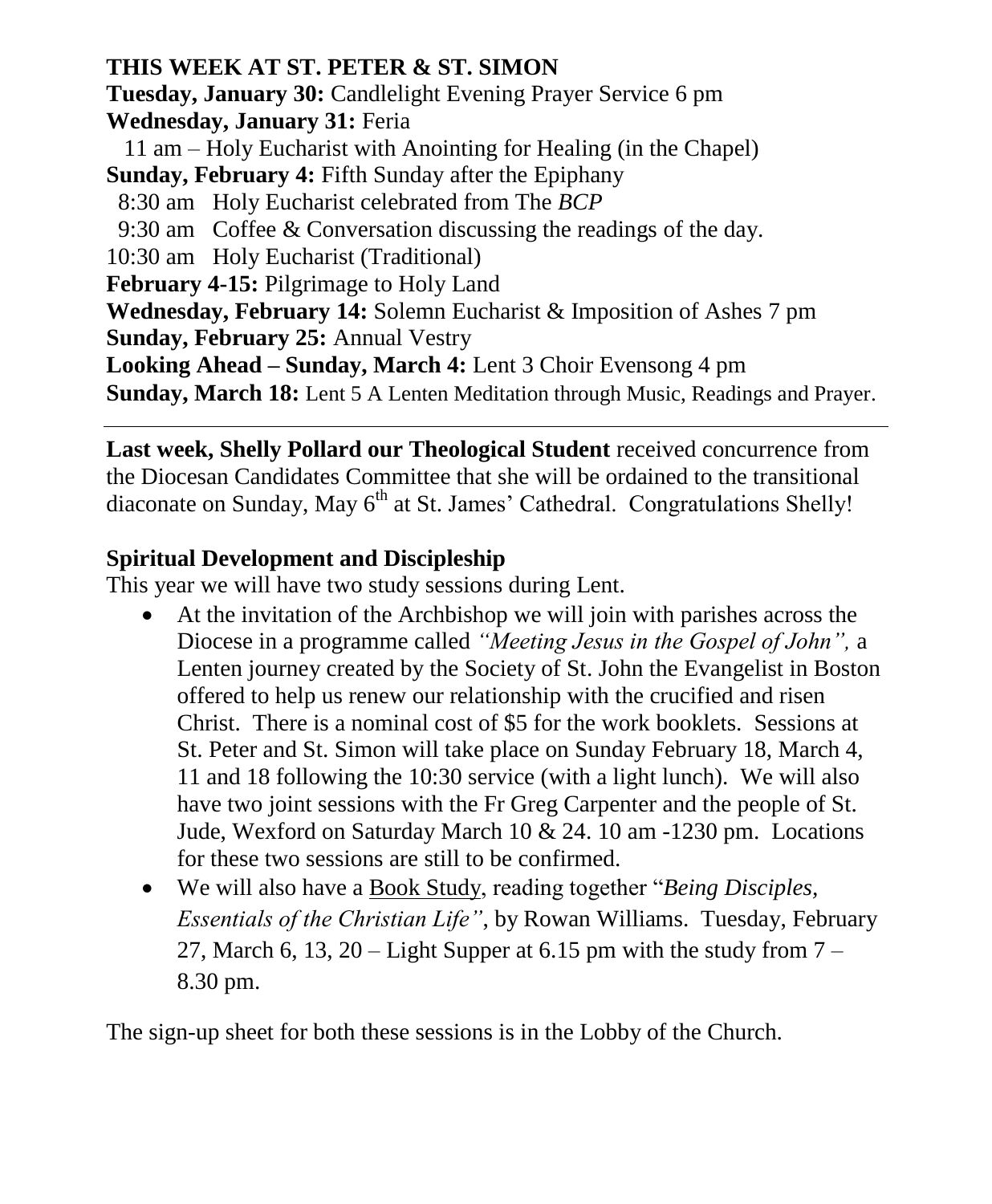**THIS WEEK AT ST. PETER & ST. SIMON**

**Tuesday, January 30:** Candlelight Evening Prayer Service 6 pm

**Wednesday, January 31:** Feria

11 am – Holy Eucharist with Anointing for Healing (in the Chapel)

**Sunday, February 4:** Fifth Sunday after the Epiphany

8:30 am Holy Eucharist celebrated from The *BCP*

9:30 am Coffee & Conversation discussing the readings of the day.

10:30 am Holy Eucharist (Traditional)

**February 4-15:** Pilgrimage to Holy Land

**Wednesday, February 14:** Solemn Eucharist & Imposition of Ashes 7 pm

**Sunday, February 25:** Annual Vestry

**Looking Ahead – Sunday, March 4:** Lent 3 Choir Evensong 4 pm

**Sunday, March 18:** Lent 5 A Lenten Meditation through Music, Readings and Prayer.

---

**Last week, Shelly Pollard our Theological Student** received concurrence from the Diocesan Candidates Committee that she will be ordained to the transitional diaconate on Sunday, May 6th at St. James' Cathedral. Congratulations Shelly!

**Spiritual Development and Discipleship**

This year we will have two study sessions during Lent.

- At the invitation of the Archbishop we will join with parishes across the Diocese in a programme called *"Meeting Jesus in the Gospel of John",* a Lenten journey created by the Society of St. John the Evangelist in Boston offered to help us renew our relationship with the crucified and risen Christ. There is a nominal cost of $5 for the work booklets. Sessions at St. Peter and St. Simon will take place on Sunday February 18, March 4, 11 and 18 following the 10:30 service (with a light lunch). We will also have two joint sessions with the Fr Greg Carpenter and the people of St. Jude, Wexford on Saturday March 10 & 24. 10 am -1230 pm. Locations for these two sessions are still to be confirmed.
- We will also have a Book Study, reading together "*Being Disciples, Essentials of the Christian Life"*, by Rowan Williams. Tuesday, February 27, March 6, 13, 20 – Light Supper at 6.15 pm with the study from 7 – 8.30 pm.

The sign-up sheet for both these sessions is in the Lobby of the Church.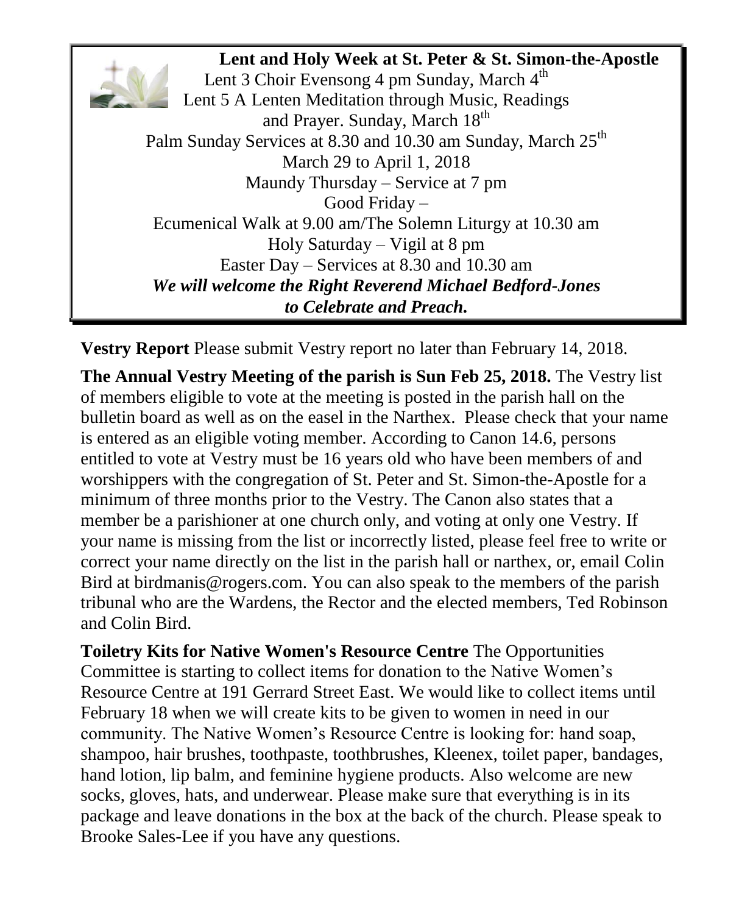**Lent and Holy Week at St. Peter & St. Simon-the-Apostle**

Lent 3 Choir Evensong 4 pm Sunday, March 4th

Lent 5 A Lenten Meditation through Music, Readings and Prayer. Sunday, March 18th

Palm Sunday Services at 8.30 and 10.30 am Sunday, March 25th

March 29 to April 1, 2018

Maundy Thursday – Service at 7 pm

Good Friday –

Ecumenical Walk at 9.00 am/The Solemn Liturgy at 10.30 am

Holy Saturday – Vigil at 8 pm

Easter Day – Services at 8.30 and 10.30 am

***We will welcome the Right Reverend Michael Bedford-Jones to Celebrate and Preach.***

**Vestry Report** Please submit Vestry report no later than February 14, 2018.

**The Annual Vestry Meeting of the parish is Sun Feb 25, 2018.** The Vestry list of members eligible to vote at the meeting is posted in the parish hall on the bulletin board as well as on the easel in the Narthex. Please check that your name is entered as an eligible voting member. According to Canon 14.6, persons entitled to vote at Vestry must be 16 years old who have been members of and worshippers with the congregation of St. Peter and St. Simon-the-Apostle for a minimum of three months prior to the Vestry. The Canon also states that a member be a parishioner at one church only, and voting at only one Vestry. If your name is missing from the list or incorrectly listed, please feel free to write or correct your name directly on the list in the parish hall or narthex, or, email Colin Bird at birdmanis@rogers.com. You can also speak to the members of the parish tribunal who are the Wardens, the Rector and the elected members, Ted Robinson and Colin Bird.

**Toiletry Kits for Native Women's Resource Centre** The Opportunities Committee is starting to collect items for donation to the Native Women's Resource Centre at 191 Gerrard Street East. We would like to collect items until February 18 when we will create kits to be given to women in need in our community. The Native Women's Resource Centre is looking for: hand soap, shampoo, hair brushes, toothpaste, toothbrushes, Kleenex, toilet paper, bandages, hand lotion, lip balm, and feminine hygiene products. Also welcome are new socks, gloves, hats, and underwear. Please make sure that everything is in its package and leave donations in the box at the back of the church. Please speak to Brooke Sales-Lee if you have any questions.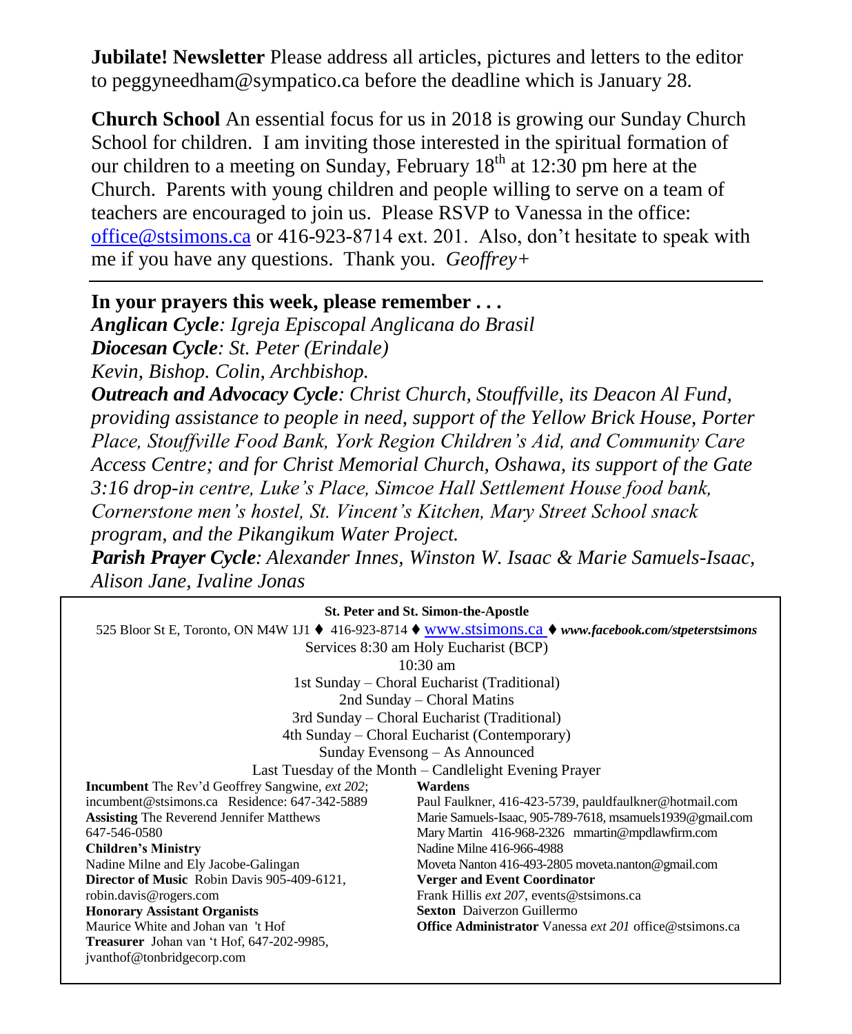**Jubilate! Newsletter** Please address all articles, pictures and letters to the editor to peggyneedham@sympatico.ca before the deadline which is January 28.

**Church School** An essential focus for us in 2018 is growing our Sunday Church School for children. I am inviting those interested in the spiritual formation of our children to a meeting on Sunday, February 18th at 12:30 pm here at the Church. Parents with young children and people willing to serve on a team of teachers are encouraged to join us. Please RSVP to Vanessa in the office: office@stsimons.ca or 416-923-8714 ext. 201. Also, don't hesitate to speak with me if you have any questions. Thank you. *Geoffrey+*

---

**In your prayers this week, please remember . . .**

***Anglican Cycle**: Igreja Episcopal Anglicana do Brasil*

***Diocesan Cycle**: St. Peter (Erindale)*

*Kevin, Bishop. Colin, Archbishop.*

***Outreach and Advocacy Cycle**: Christ Church, Stouffville, its Deacon Al Fund, providing assistance to people in need, support of the Yellow Brick House, Porter Place, Stouffville Food Bank, York Region Children's Aid, and Community Care Access Centre; and for Christ Memorial Church, Oshawa, its support of the Gate 3:16 drop-in centre, Luke's Place, Simcoe Hall Settlement House food bank, Cornerstone men's hostel, St. Vincent's Kitchen, Mary Street School snack program, and the Pikangikum Water Project.*

***Parish Prayer Cycle**: Alexander Innes, Winston W. Isaac & Marie Samuels-Isaac, Alison Jane, Ivaline Jonas*

---

**St. Peter and St. Simon-the-Apostle**

525 Bloor St E, Toronto, ON M4W 1J1 ♦ 416-923-8714 ♦ www.stsimons.ca ♦ ***www.facebook.com/stpeterstsimons***

Services 8:30 am Holy Eucharist (BCP)
10:30 am
1st Sunday – Choral Eucharist (Traditional)
2nd Sunday – Choral Matins
3rd Sunday – Choral Eucharist (Traditional)
4th Sunday – Choral Eucharist (Contemporary)
Sunday Evensong – As Announced
Last Tuesday of the Month – Candlelight Evening Prayer

**Incumbent** The Rev'd Geoffrey Sangwine, *ext 202*; incumbent@stsimons.ca Residence: 647-342-5889
**Assisting** The Reverend Jennifer Matthews 647-546-0580
**Children's Ministry**
Nadine Milne and Ely Jacobe-Galingan
**Director of Music** Robin Davis 905-409-6121, robin.davis@rogers.com
**Honorary Assistant Organists**
Maurice White and Johan van 't Hof
**Treasurer** Johan van 't Hof, 647-202-9985, jvanthof@tonbridgecorp.com

**Wardens**
Paul Faulkner, 416-423-5739, pauldfaulkner@hotmail.com
Marie Samuels-Isaac, 905-789-7618, msamuels1939@gmail.com
Mary Martin 416-968-2326 mmartin@mpdlawfirm.com
Nadine Milne 416-966-4988
Moveta Nanton 416-493-2805 moveta.nanton@gmail.com
**Verger and Event Coordinator**
Frank Hillis *ext 207*, events@stsimons.ca
**Sexton** Daiverzon Guillermo
**Office Administrator** Vanessa *ext 201* office@stsimons.ca